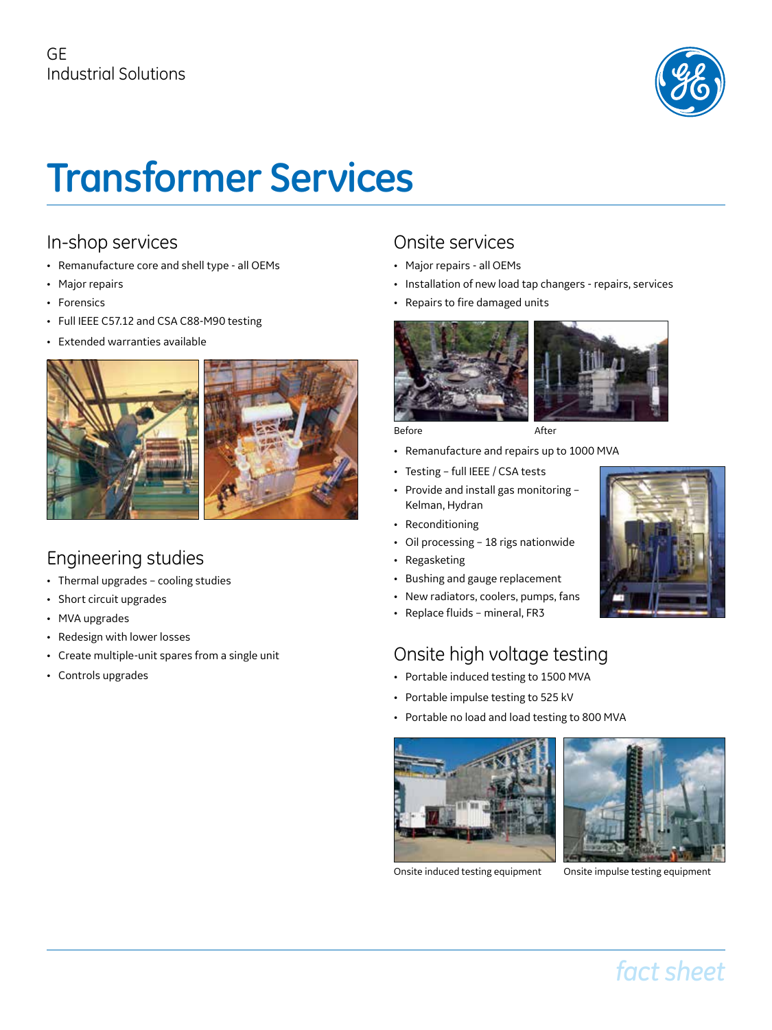GE
Industrial Solutions

# Transformer Services

## In-shop services

- Remanufacture core and shell type - all OEMs
- Major repairs
- Forensics
- Full IEEE C57.12 and CSA C88-M90 testing
- Extended warranties available

## Engineering studies

- Thermal upgrades – cooling studies
- Short circuit upgrades
- MVA upgrades
- Redesign with lower losses
- Create multiple-unit spares from a single unit
- Controls upgrades

## Onsite services

- Major repairs - all OEMs
- Installation of new load tap changers - repairs, services
- Repairs to fire damaged units

Before

After

- Remanufacture and repairs up to 1000 MVA
- Testing – full IEEE / CSA tests
- Provide and install gas monitoring – Kelman, Hydran
- Reconditioning
- Oil processing – 18 rigs nationwide
- Regasketing
- Bushing and gauge replacement
- New radiators, coolers, pumps, fans
- Replace fluids – mineral, FR3

## Onsite high voltage testing

- Portable induced testing to 1500 MVA
- Portable impulse testing to 525 kV
- Portable no load and load testing to 800 MVA

Onsite induced testing equipment

Onsite impulse testing equipment

*fact sheet*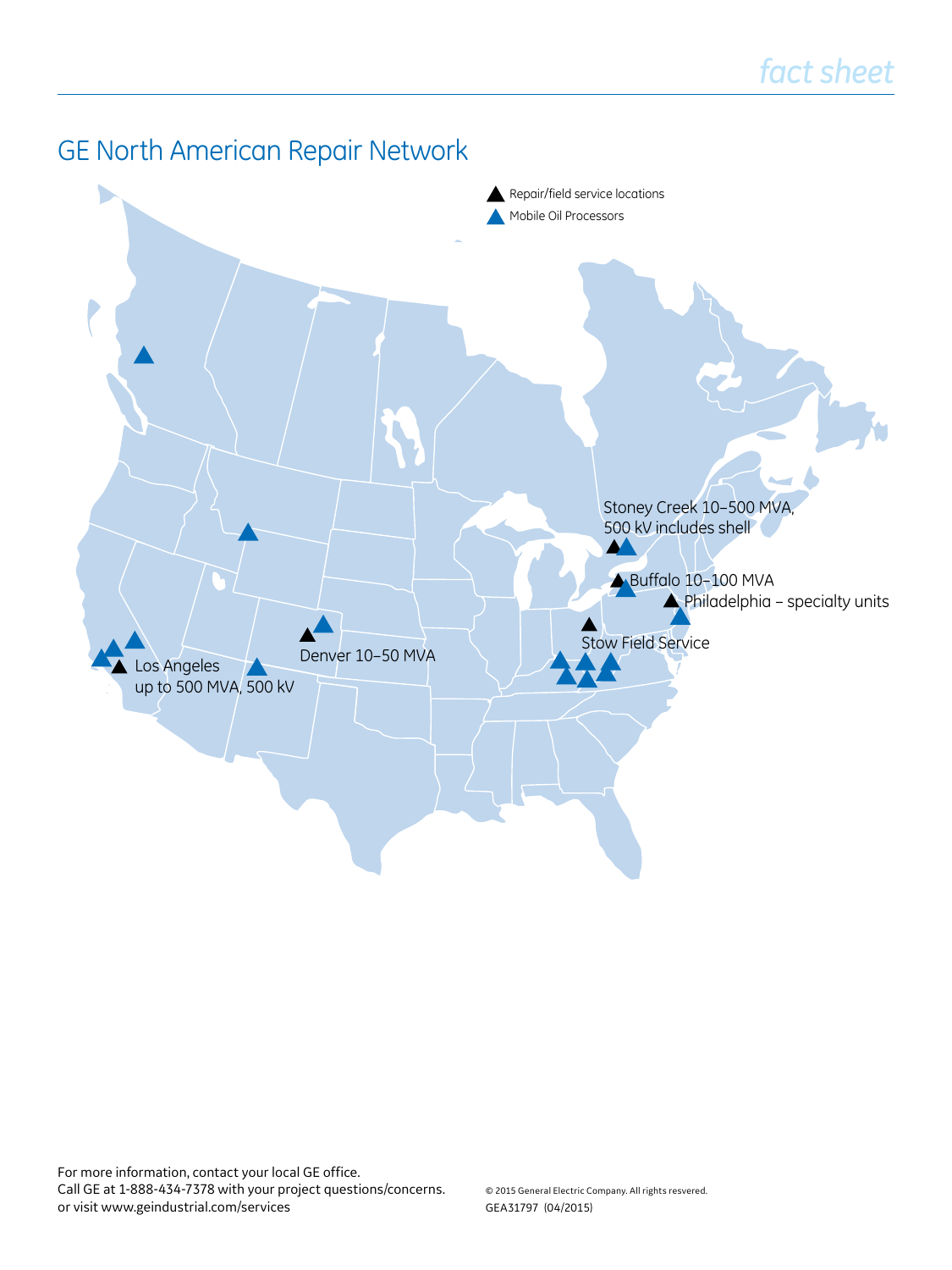# GE North American Repair Network

Repair/field service locations

Mobile Oil Processors

Stoney Creek 10–500 MVA, 500 kV includes shell

Buffalo 10–100 MVA

Philadelphia – specialty units

Stow Field Service

Denver 10–50 MVA

Los Angeles up to 500 MVA, 500 kV

For more information, contact your local GE office.
Call GE at 1-888-434-7378 with your project questions/concerns.
or visit www.geindustrial.com/services

© 2015 General Electric Company. All rights resvered.
GEA31797 (04/2015)